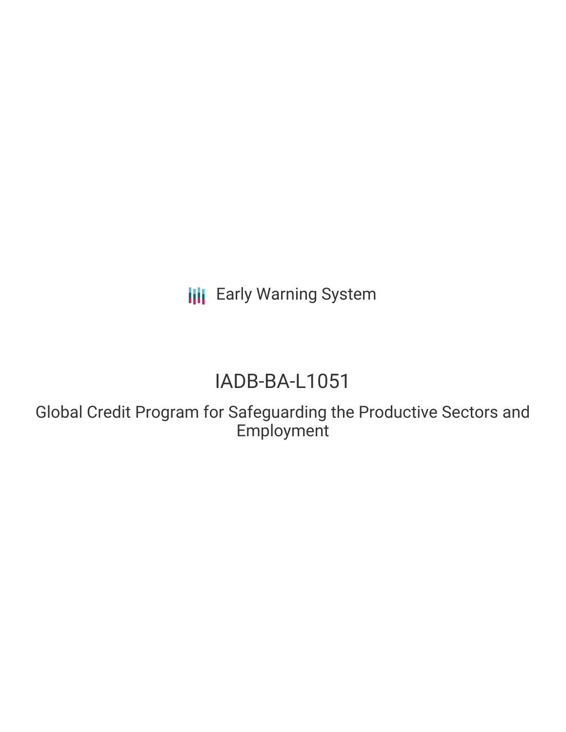Early Warning System

# IADB-BA-L1051

## Global Credit Program for Safeguarding the Productive Sectors and Employment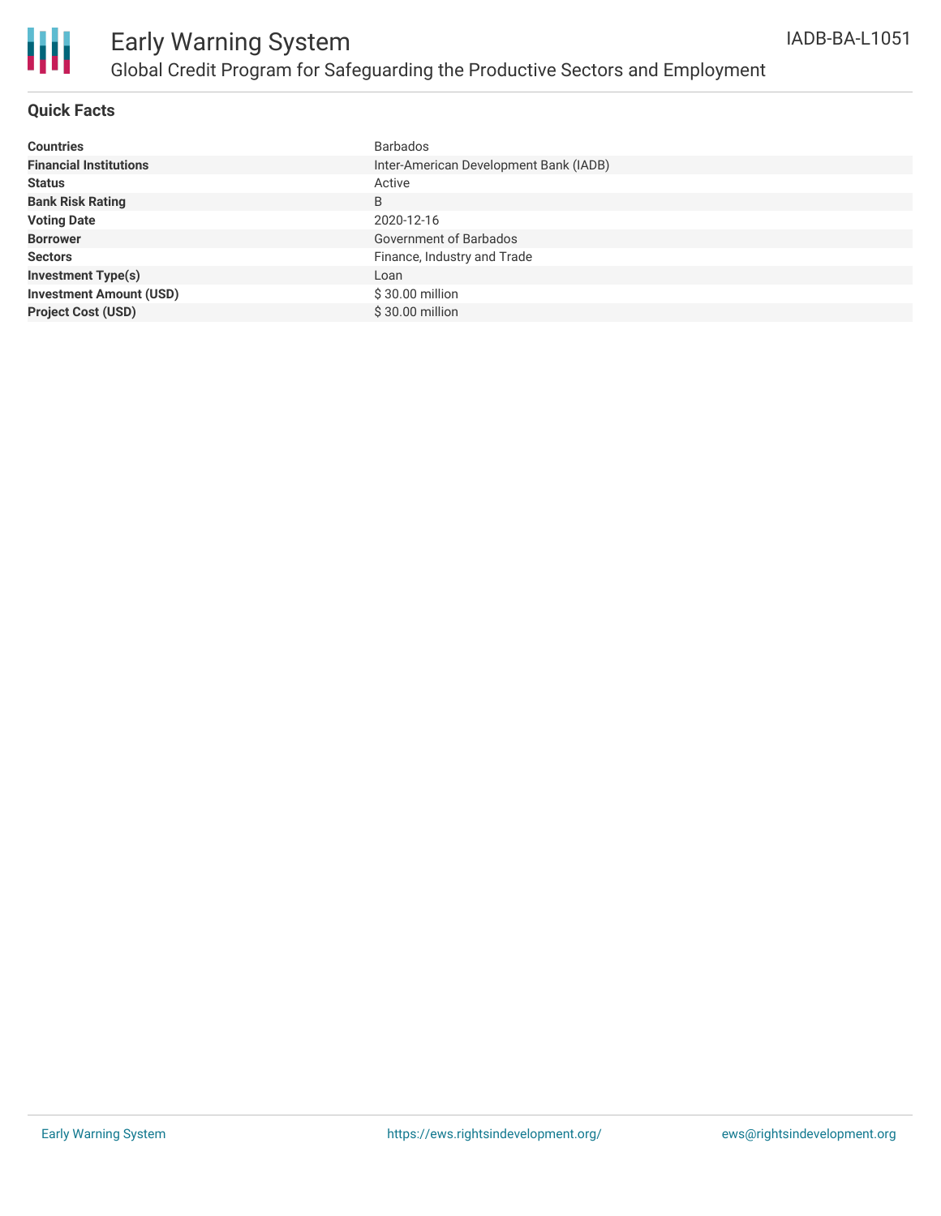# Early Warning System

## Global Credit Program for Safeguarding the Productive Sectors and Employment

IADB-BA-L1051

### Quick Facts

| | |
|---|---|
| **Countries** | Barbados |
| **Financial Institutions** | Inter-American Development Bank (IADB) |
| **Status** | Active |
| **Bank Risk Rating** | B |
| **Voting Date** | 2020-12-16 |
| **Borrower** | Government of Barbados |
| **Sectors** | Finance, Industry and Trade |
| **Investment Type(s)** | Loan |
| **Investment Amount (USD)** | $ 30.00 million |
| **Project Cost (USD)** | $ 30.00 million |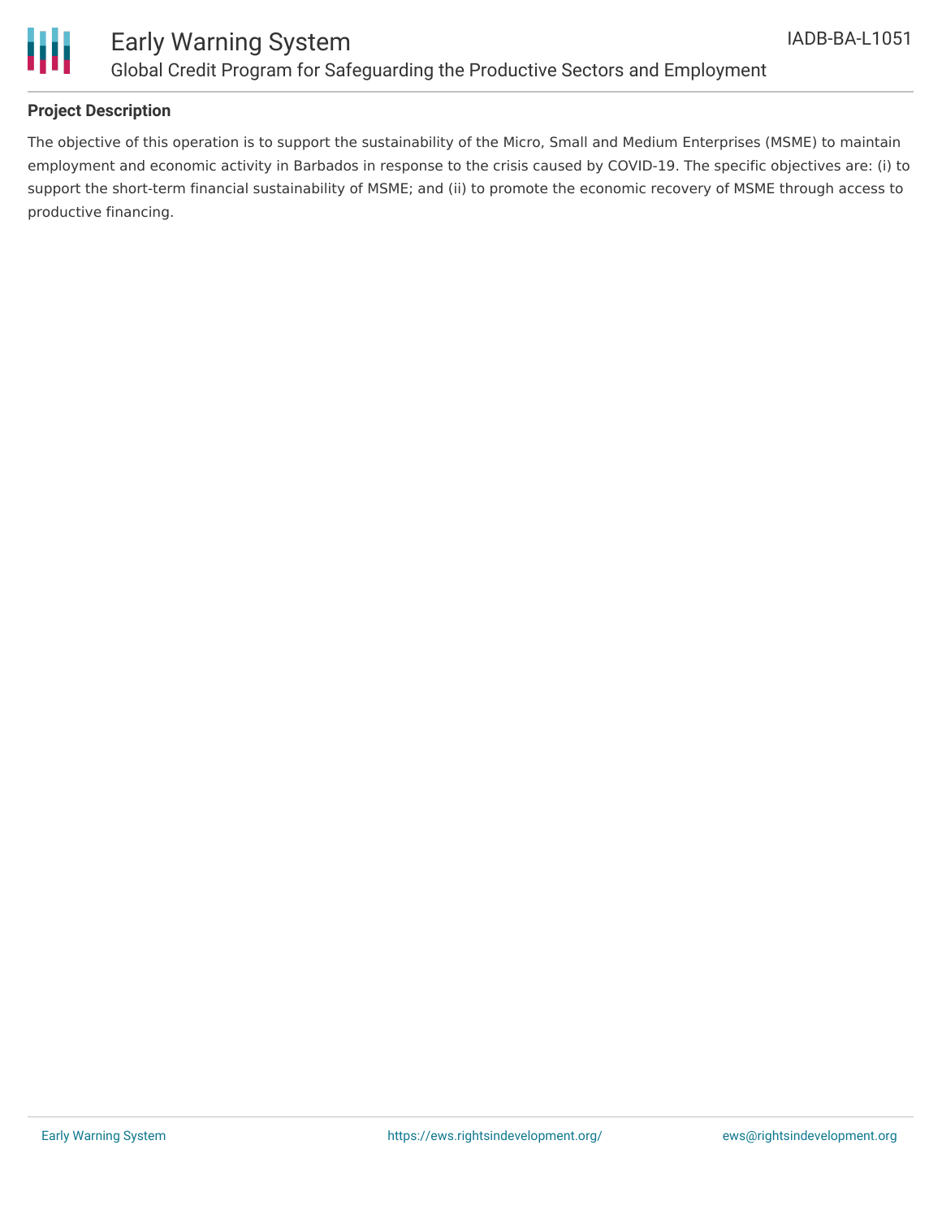## Project Description

The objective of this operation is to support the sustainability of the Micro, Small and Medium Enterprises (MSME) to maintain employment and economic activity in Barbados in response to the crisis caused by COVID-19. The specific objectives are: (i) to support the short-term financial sustainability of MSME; and (ii) to promote the economic recovery of MSME through access to productive financing.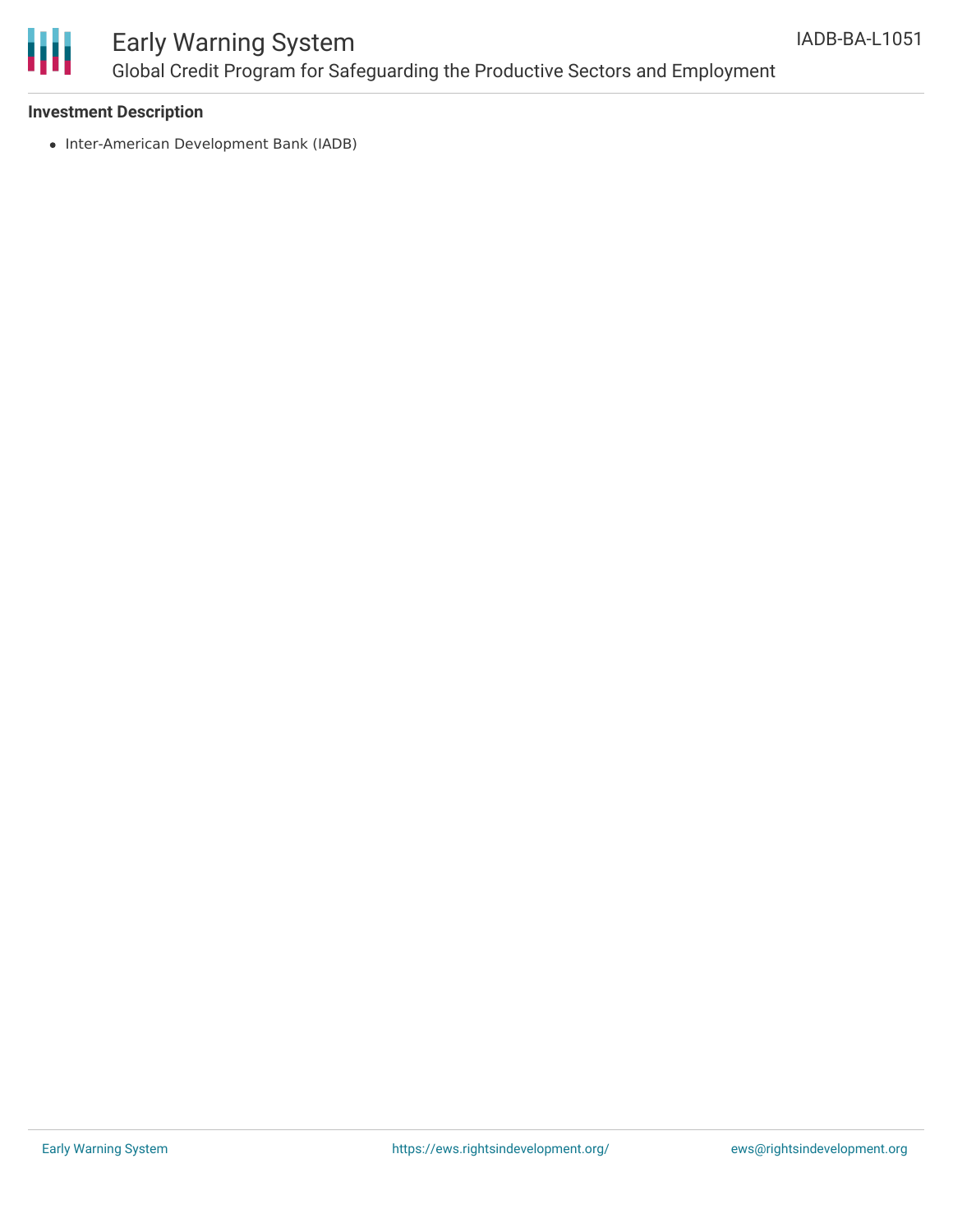**Investment Description**

- Inter-American Development Bank (IADB)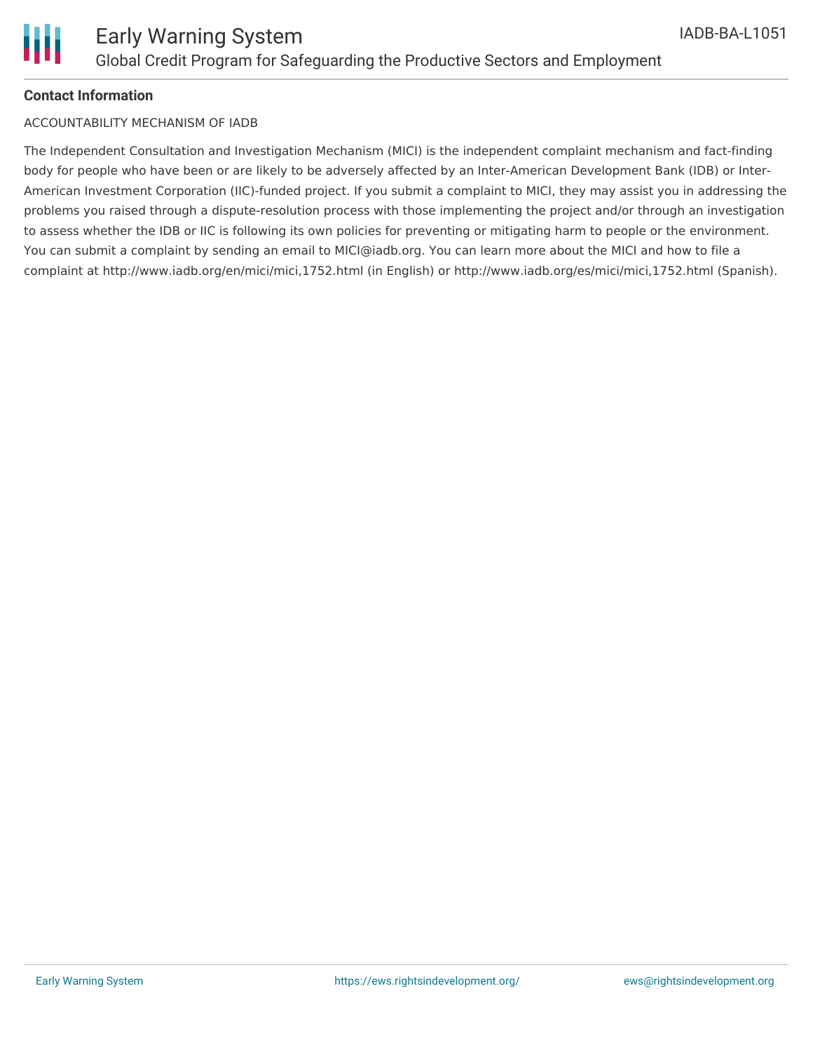**Contact Information**

ACCOUNTABILITY MECHANISM OF IADB

The Independent Consultation and Investigation Mechanism (MICI) is the independent complaint mechanism and fact-finding body for people who have been or are likely to be adversely affected by an Inter-American Development Bank (IDB) or Inter-American Investment Corporation (IIC)-funded project. If you submit a complaint to MICI, they may assist you in addressing the problems you raised through a dispute-resolution process with those implementing the project and/or through an investigation to assess whether the IDB or IIC is following its own policies for preventing or mitigating harm to people or the environment. You can submit a complaint by sending an email to MICI@iadb.org. You can learn more about the MICI and how to file a complaint at http://www.iadb.org/en/mici/mici,1752.html (in English) or http://www.iadb.org/es/mici/mici,1752.html (Spanish).